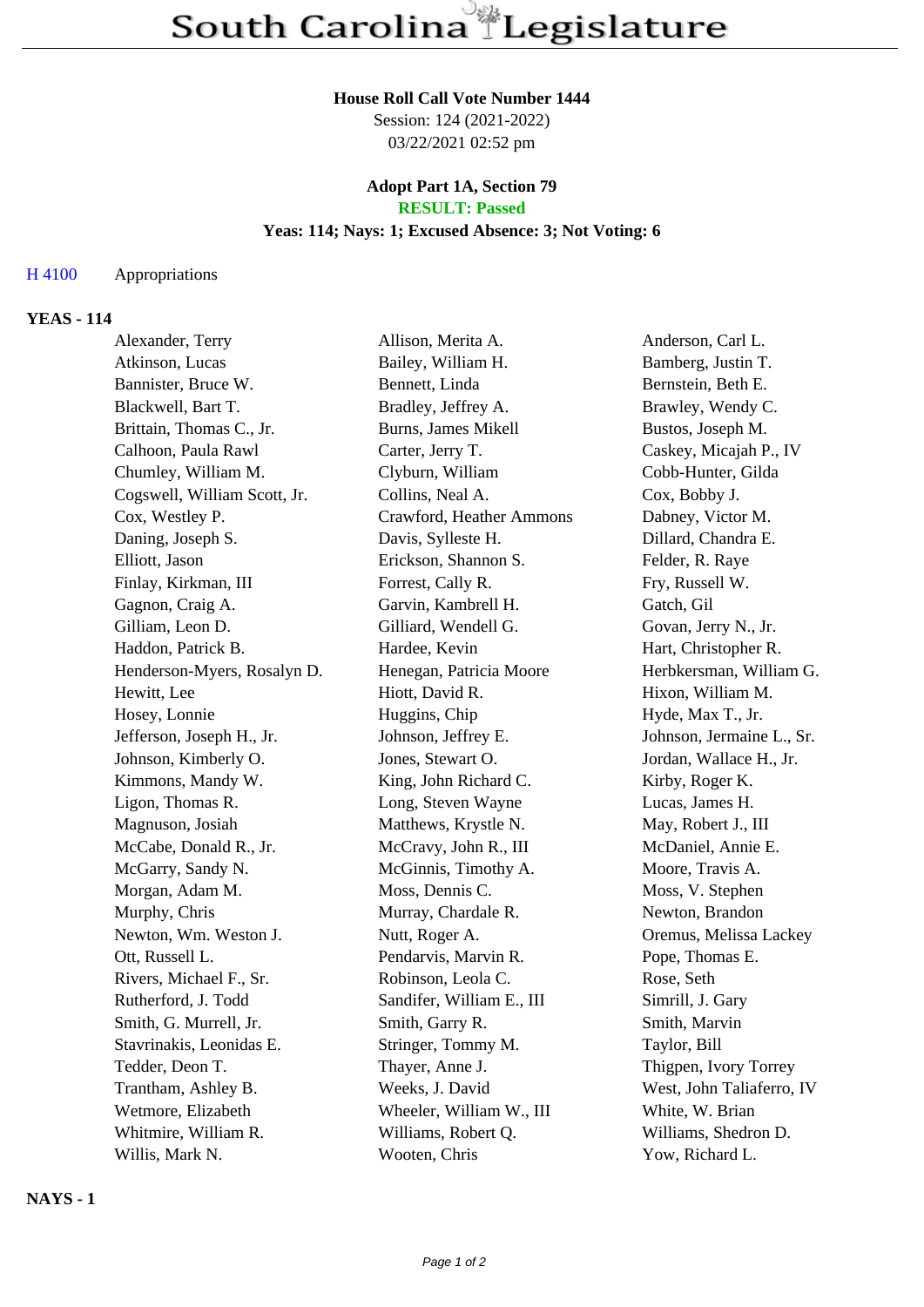# South Carolina Legislature

**House Roll Call Vote Number 1444**
Session: 124 (2021-2022)
03/22/2021 02:52 pm

**Adopt Part 1A, Section 79**
**RESULT: Passed**
**Yeas: 114; Nays: 1; Excused Absence: 3; Not Voting: 6**

H 4100 Appropriations

**YEAS - 114**

| | | |
|---|---|---|
| Alexander, Terry | Allison, Merita A. | Anderson, Carl L. |
| Atkinson, Lucas | Bailey, William H. | Bamberg, Justin T. |
| Bannister, Bruce W. | Bennett, Linda | Bernstein, Beth E. |
| Blackwell, Bart T. | Bradley, Jeffrey A. | Brawley, Wendy C. |
| Brittain, Thomas C., Jr. | Burns, James Mikell | Bustos, Joseph M. |
| Calhoon, Paula Rawl | Carter, Jerry T. | Caskey, Micajah P., IV |
| Chumley, William M. | Clyburn, William | Cobb-Hunter, Gilda |
| Cogswell, William Scott, Jr. | Collins, Neal A. | Cox, Bobby J. |
| Cox, Westley P. | Crawford, Heather Ammons | Dabney, Victor M. |
| Daning, Joseph S. | Davis, Sylleste H. | Dillard, Chandra E. |
| Elliott, Jason | Erickson, Shannon S. | Felder, R. Raye |
| Finlay, Kirkman, III | Forrest, Cally R. | Fry, Russell W. |
| Gagnon, Craig A. | Garvin, Kambrell H. | Gatch, Gil |
| Gilliam, Leon D. | Gilliard, Wendell G. | Govan, Jerry N., Jr. |
| Haddon, Patrick B. | Hardee, Kevin | Hart, Christopher R. |
| Henderson-Myers, Rosalyn D. | Henegan, Patricia Moore | Herbkersman, William G. |
| Hewitt, Lee | Hiott, David R. | Hixon, William M. |
| Hosey, Lonnie | Huggins, Chip | Hyde, Max T., Jr. |
| Jefferson, Joseph H., Jr. | Johnson, Jeffrey E. | Johnson, Jermaine L., Sr. |
| Johnson, Kimberly O. | Jones, Stewart O. | Jordan, Wallace H., Jr. |
| Kimmons, Mandy W. | King, John Richard C. | Kirby, Roger K. |
| Ligon, Thomas R. | Long, Steven Wayne | Lucas, James H. |
| Magnuson, Josiah | Matthews, Krystle N. | May, Robert J., III |
| McCabe, Donald R., Jr. | McCravy, John R., III | McDaniel, Annie E. |
| McGarry, Sandy N. | McGinnis, Timothy A. | Moore, Travis A. |
| Morgan, Adam M. | Moss, Dennis C. | Moss, V. Stephen |
| Murphy, Chris | Murray, Chardale R. | Newton, Brandon |
| Newton, Wm. Weston J. | Nutt, Roger A. | Oremus, Melissa Lackey |
| Ott, Russell L. | Pendarvis, Marvin R. | Pope, Thomas E. |
| Rivers, Michael F., Sr. | Robinson, Leola C. | Rose, Seth |
| Rutherford, J. Todd | Sandifer, William E., III | Simrill, J. Gary |
| Smith, G. Murrell, Jr. | Smith, Garry R. | Smith, Marvin |
| Stavrinakis, Leonidas E. | Stringer, Tommy M. | Taylor, Bill |
| Tedder, Deon T. | Thayer, Anne J. | Thigpen, Ivory Torrey |
| Trantham, Ashley B. | Weeks, J. David | West, John Taliaferro, IV |
| Wetmore, Elizabeth | Wheeler, William W., III | White, W. Brian |
| Whitmire, William R. | Williams, Robert Q. | Williams, Shedron D. |
| Willis, Mark N. | Wooten, Chris | Yow, Richard L. |

**NAYS - 1**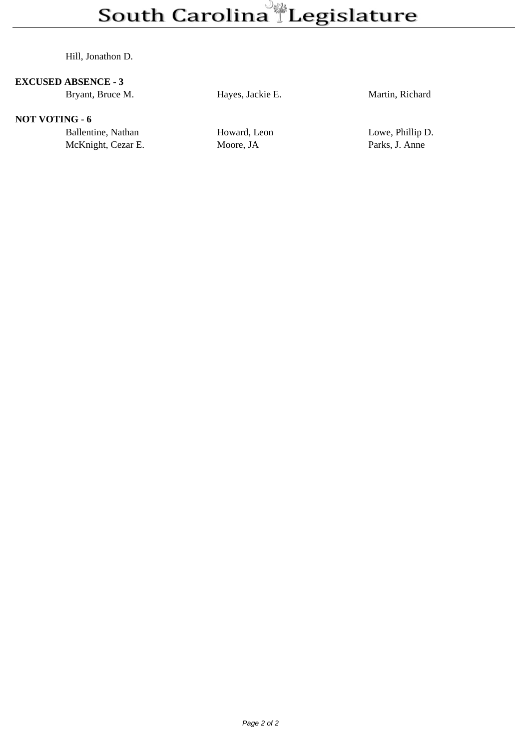Hill, Jonathon D.

**EXCUSED ABSENCE - 3**

| | | |
|---|---|---|
| Bryant, Bruce M. | Hayes, Jackie E. | Martin, Richard |

**NOT VOTING - 6**

| | | |
|---|---|---|
| Ballentine, Nathan | Howard, Leon | Lowe, Phillip D. |
| McKnight, Cezar E. | Moore, JA | Parks, J. Anne |